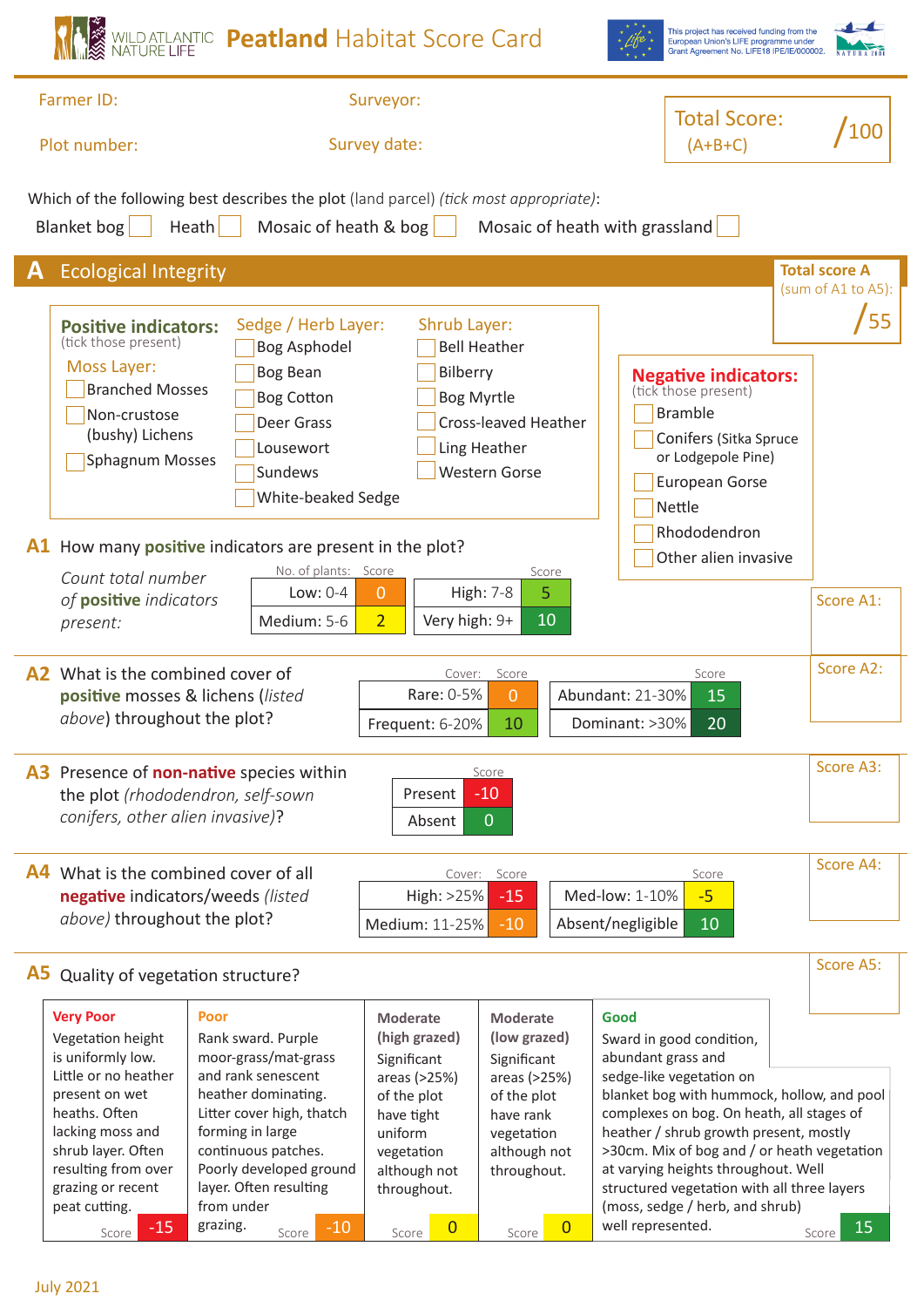# Peatland Habitat Score Card

WILD ATLANTIC NATURE LIFE

This project has received funding from the European Union's LIFE programme under Grant Agreement No. LIFE18 IPE/IE/000002.

Farmer ID: Surveyor:

Plot number: Survey date:

**Total Score:** (A+B+C) /100

Which of the following best describes the plot (land parcel) *(tick most appropriate)*:

Blanket bog ☐ Heath ☐ Mosaic of heath & bog ☐ Mosaic of heath with grassland ☐

## A Ecological Integrity

**Total score A** (sum of A1 to A5): /55

**Positive indicators:** (tick those present)

**Moss Layer:**
- ☐ Branched Mosses
- ☐ Non-crustose (bushy) Lichens
- ☐ Sphagnum Mosses

**Sedge / Herb Layer:**
- ☐ Bog Asphodel
- ☐ Bog Bean
- ☐ Bog Cotton
- ☐ Deer Grass
- ☐ Lousewort
- ☐ Sundews
- ☐ White-beaked Sedge

**Shrub Layer:**
- ☐ Bell Heather
- ☐ Bilberry
- ☐ Bog Myrtle
- ☐ Cross-leaved Heather
- ☐ Ling Heather
- ☐ Western Gorse

**Negative indicators:** (tick those present)
- ☐ Bramble
- ☐ Conifers (Sitka Spruce or Lodgepole Pine)
- ☐ European Gorse
- ☐ Nettle
- ☐ Rhododendron
- ☐ Other alien invasive

### A1 How many **positive** indicators are present in the plot?

*Count total number of **positive** indicators present:*

| No. of plants: | Score | | Score |
|---|---|---|---|
| Low: 0-4 | 0 | High: 7-8 | 5 |
| Medium: 5-6 | 2 | Very high: 9+ | 10 |

Score A1:

### A2 What is the combined cover of **positive** mosses & lichens (*listed above*) throughout the plot?

| Cover: | Score | | Score |
|---|---|---|---|
| Rare: 0-5% | 0 | Abundant: 21-30% | 15 |
| Frequent: 6-20% | 10 | Dominant: >30% | 20 |

Score A2:

### A3 Presence of **non-native** species within the plot *(rhododendron, self-sown conifers, other alien invasive)*?

| | Score |
|---|---|
| Present | -10 |
| Absent | 0 |

Score A3:

### A4 What is the combined cover of all **negative** indicators/weeds *(listed above)* throughout the plot?

| Cover: | Score | | Score |
|---|---|---|---|
| High: >25% | -15 | Med-low: 1-10% | -5 |
| Medium: 11-25% | -10 | Absent/negligible | 10 |

Score A4:

### A5 Quality of vegetation structure?

| Very Poor | Poor | Moderate (high grazed) | Moderate (low grazed) | Good |
|---|---|---|---|---|
| Vegetation height is uniformly low. Little or no heather present on wet heaths. Often lacking moss and shrub layer. Often resulting from over grazing or recent peat cutting. | Rank sward. Purple moor-grass/mat-grass and rank senescent heather dominating. Litter cover high, thatch forming in large continuous patches. Poorly developed ground layer. Often resulting from under grazing. | Significant areas (>25%) of the plot have tight uniform vegetation although not throughout. | Significant areas (>25%) of the plot have rank vegetation although not throughout. | Sward in good condition, abundant grass and sedge-like vegetation on blanket bog with hummock, hollow, and pool complexes on bog. On heath, all stages of heather / shrub growth present, mostly >30cm. Mix of bog and / or heath vegetation at varying heights throughout. Well structured vegetation with all three layers (moss, sedge / herb, and shrub) well represented. |
| Score -15 | Score -10 | Score 0 | Score 0 | Score 15 |

Score A5:

July 2021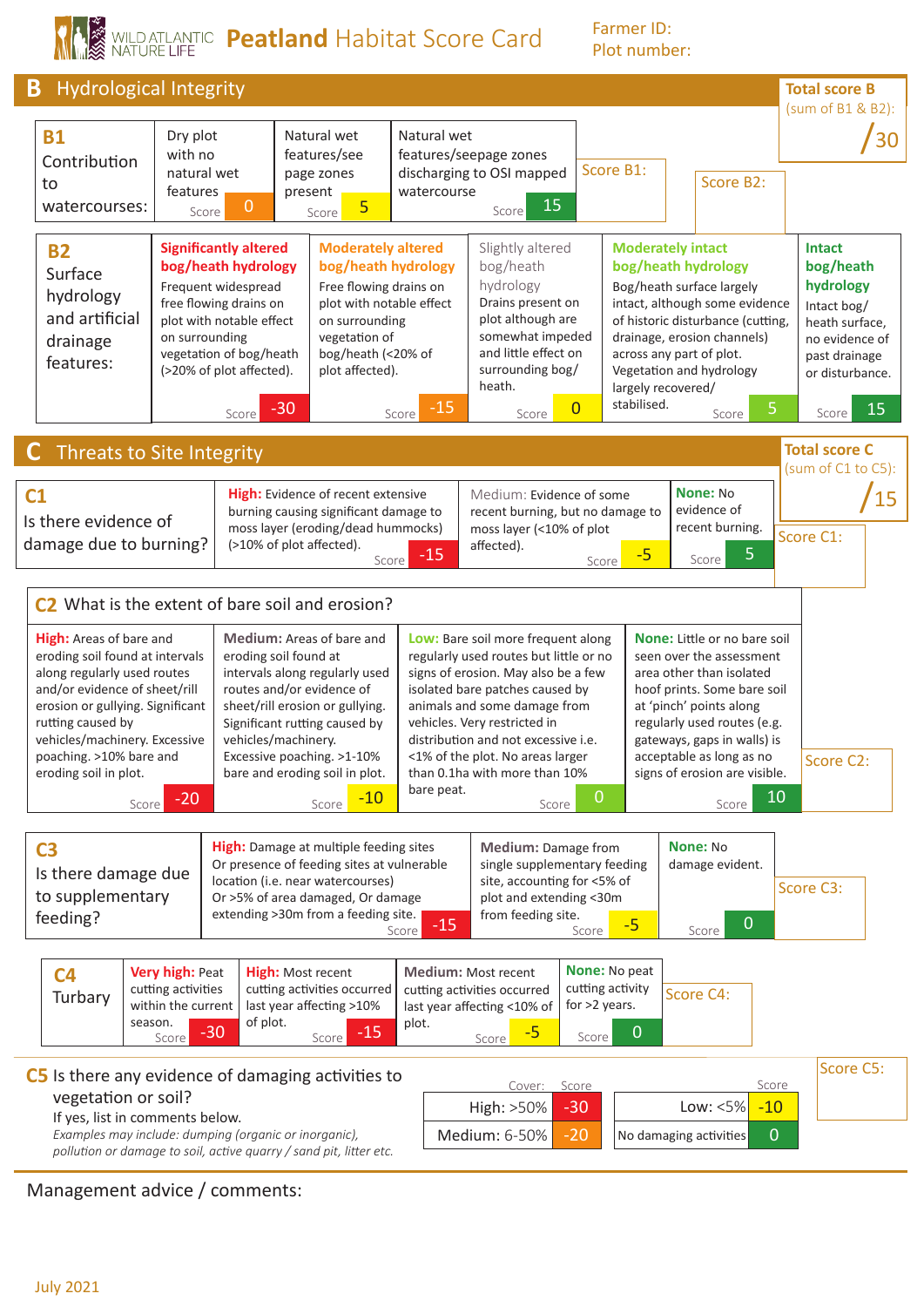WILD ATLANTIC NATURE LIFE **Peatland** Habitat Score Card

Farmer ID:
Plot number:

## B Hydrological Integrity

**Total score B** (sum of B1 & B2): /30

| **B1** Contribution to watercourses: | Dry plot with no natural wet features | Natural wet features/seepage zones present | Natural wet features/seepage zones discharging to OSI mapped watercourse | Score B1: |
|---|---|---|---|---|
| | Score 0 | Score 5 | Score 15 | |

Score B2:

| **B2** Surface hydrology and artificial drainage features: | **Significantly altered bog/heath hydrology** Frequent widespread free flowing drains on plot with notable effect on surrounding vegetation of bog/heath (>20% of plot affected). | **Moderately altered bog/heath hydrology** Free flowing drains on plot with notable effect on surrounding vegetation of bog/heath (<20% of plot affected). | Slightly altered bog/heath hydrology Drains present on plot although are somewhat impeded and little effect on surrounding bog/heath. | **Moderately intact bog/heath hydrology** Bog/heath surface largely intact, although some evidence of historic disturbance (cutting, drainage, erosion channels) across any part of plot. Vegetation and hydrology largely recovered/stabilised. | **Intact bog/heath hydrology** Intact bog/heath surface, no evidence of past drainage or disturbance. |
|---|---|---|---|---|---|
| | Score -30 | Score -15 | Score 0 | Score 5 | Score 15 |

## C Threats to Site Integrity

**Total score C** (sum of C1 to C5): /15

| **C1** Is there evidence of damage due to burning? | **High:** Evidence of recent extensive burning causing significant damage to moss layer (eroding/dead hummocks) (>10% of plot affected). | Medium: Evidence of some recent burning, but no damage to moss layer (<10% of plot affected). | **None:** No evidence of recent burning. | Score C1: |
|---|---|---|---|---|
| | Score -15 | Score -5 | Score 5 | |

**C2** What is the extent of bare soil and erosion?

| **High:** Areas of bare and eroding soil found at intervals along regularly used routes and/or evidence of sheet/rill erosion or gullying. Significant rutting caused by vehicles/machinery. Excessive poaching. >10% bare and eroding soil in plot. | **Medium:** Areas of bare and eroding soil found at intervals along regularly used routes and/or evidence of sheet/rill erosion or gullying. Significant rutting caused by vehicles/machinery. Excessive poaching. >1-10% bare and eroding soil in plot. | **Low:** Bare soil more frequent along regularly used routes but little or no signs of erosion. May also be a few isolated bare patches caused by animals and some damage from vehicles. Very restricted in distribution and not excessive i.e. <1% of the plot. No areas larger than 0.1ha with more than 10% bare peat. | **None:** Little or no bare soil seen over the assessment area other than isolated hoof prints. Some bare soil at 'pinch' points along regularly used routes (e.g. gateways, gaps in walls) is acceptable as long as no signs of erosion are visible. | Score C2: |
|---|---|---|---|---|
| Score -20 | Score -10 | Score 0 | Score 10 | |

| **C3** Is there damage due to supplementary feeding? | **High:** Damage at multiple feeding sites Or presence of feeding sites at vulnerable location (i.e. near watercourses) Or >5% of area damaged, Or damage extending >30m from a feeding site. | **Medium:** Damage from single supplementary feeding site, accounting for <5% of plot and extending <30m from feeding site. | **None:** No damage evident. | Score C3: |
|---|---|---|---|---|
| | Score -15 | Score -5 | Score 0 | |

| **C4** Turbary | **Very high:** Peat cutting activities within the current season. | **High:** Most recent cutting activities occurred last year affecting >10% of plot. | **Medium:** Most recent cutting activities occurred last year affecting <10% of plot. | **None:** No peat cutting activity for >2 years. | Score C4: |
|---|---|---|---|---|---|
| | Score -30 | Score -15 | Score -5 | Score 0 | |

**C5** Is there any evidence of damaging activities to vegetation or soil?
If yes, list in comments below.
*Examples may include: dumping (organic or inorganic), pollution or damage to soil, active quarry / sand pit, litter etc.*

| Cover: | Score |
|---|---|
| High: >50% | -30 |
| Medium: 6-50% | -20 |

| | Score |
|---|---|
| Low: <5% | -10 |
| No damaging activities | 0 |

Score C5:

Management advice / comments:

July 2021